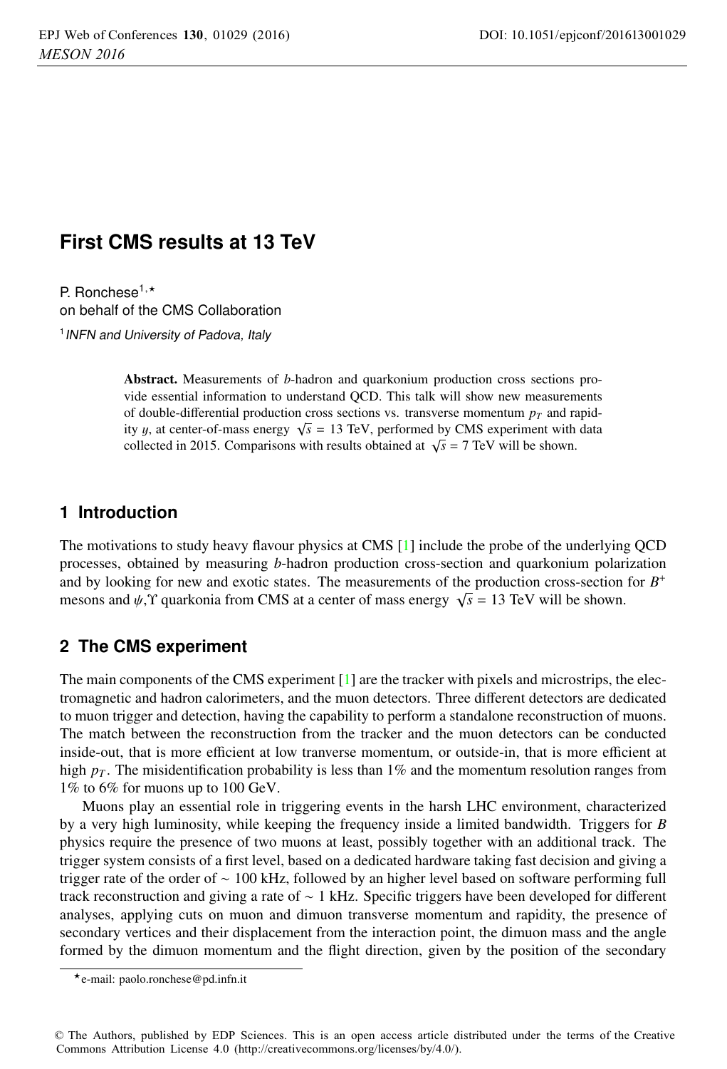# First CMS results at 13 TeV

P. Ronchese[1,⋆]
on behalf of the CMS Collaboration

[1] *INFN and University of Padova, Italy*

**Abstract.** Measurements of *b*-hadron and quarkonium production cross sections provide essential information to understand QCD. This talk will show new measurements of double-differential production cross sections vs. transverse momentum $p_T$ and rapidity $y$, at center-of-mass energy $\sqrt{s} = 13$ TeV, performed by CMS experiment with data collected in 2015. Comparisons with results obtained at $\sqrt{s} = 7$ TeV will be shown.

## 1 Introduction

The motivations to study heavy flavour physics at CMS [1] include the probe of the underlying QCD processes, obtained by measuring *b*-hadron production cross-section and quarkonium polarization and by looking for new and exotic states. The measurements of the production cross-section for $B^+$ mesons and $\psi,\Upsilon$ quarkonia from CMS at a center of mass energy $\sqrt{s} = 13$ TeV will be shown.

## 2 The CMS experiment

The main components of the CMS experiment [1] are the tracker with pixels and microstrips, the electromagnetic and hadron calorimeters, and the muon detectors. Three different detectors are dedicated to muon trigger and detection, having the capability to perform a standalone reconstruction of muons. The match between the reconstruction from the tracker and the muon detectors can be conducted inside-out, that is more efficient at low tranverse momentum, or outside-in, that is more efficient at high $p_T$. The misidentification probability is less than 1% and the momentum resolution ranges from 1% to 6% for muons up to 100 GeV.

Muons play an essential role in triggering events in the harsh LHC environment, characterized by a very high luminosity, while keeping the frequency inside a limited bandwidth. Triggers for *B* physics require the presence of two muons at least, possibly together with an additional track. The trigger system consists of a first level, based on a dedicated hardware taking fast decision and giving a trigger rate of the order of $\sim 100$ kHz, followed by an higher level based on software performing full track reconstruction and giving a rate of $\sim 1$ kHz. Specific triggers have been developed for different analyses, applying cuts on muon and dimuon transverse momentum and rapidity, the presence of secondary vertices and their displacement from the interaction point, the dimuon mass and the angle formed by the dimuon momentum and the flight direction, given by the position of the secondary

⋆e-mail: paolo.ronchese@pd.infn.it

© The Authors, published by EDP Sciences. This is an open access article distributed under the terms of the Creative Commons Attribution License 4.0 (http://creativecommons.org/licenses/by/4.0/).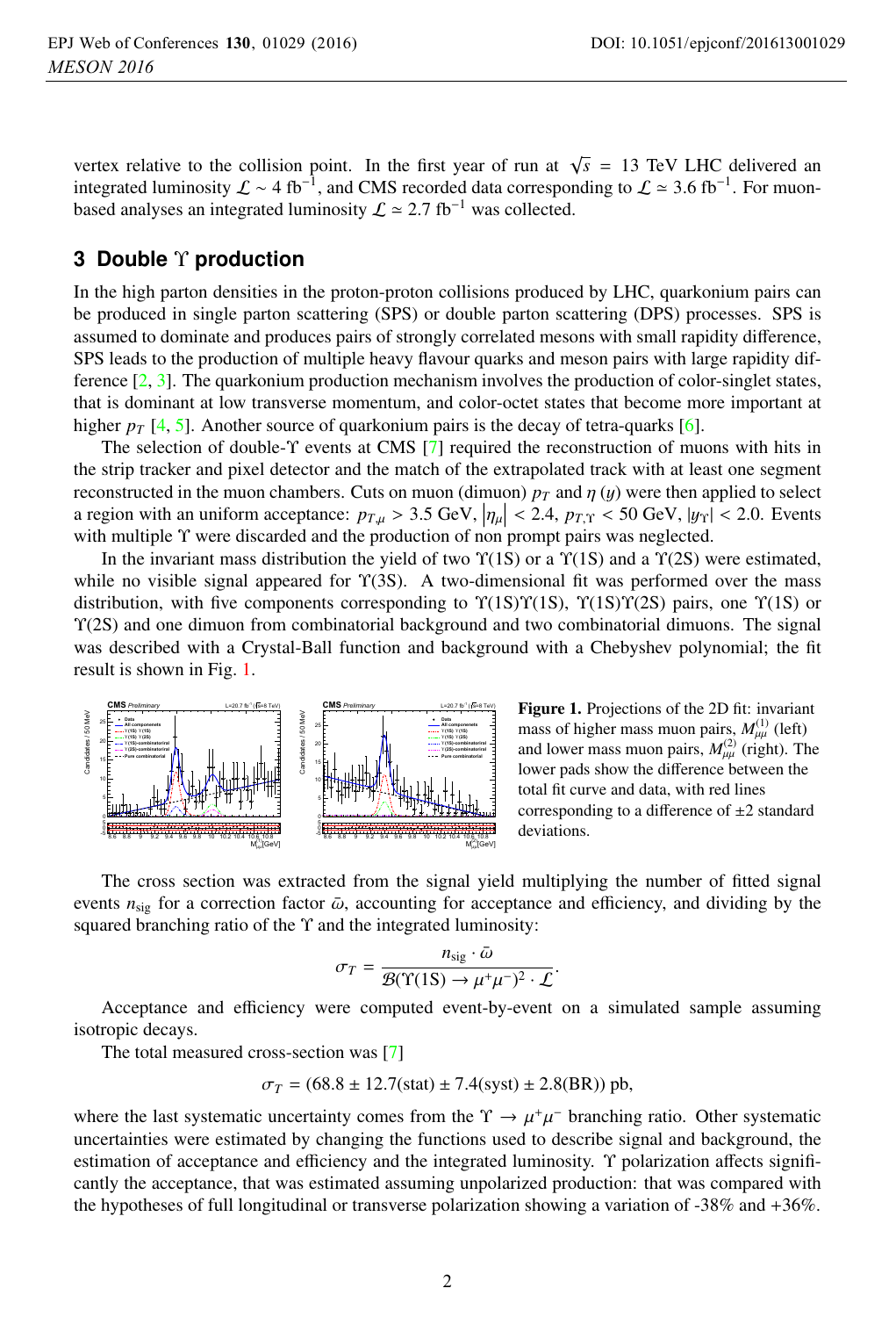vertex relative to the collision point. In the first year of run at $\sqrt{s}$ = 13 TeV LHC delivered an integrated luminosity $\mathcal{L} \sim 4$ fb$^{-1}$, and CMS recorded data corresponding to $\mathcal{L} \simeq 3.6$ fb$^{-1}$. For muon-based analyses an integrated luminosity $\mathcal{L} \simeq 2.7$ fb$^{-1}$ was collected.

## 3 Double $\Upsilon$ production

In the high parton densities in the proton-proton collisions produced by LHC, quarkonium pairs can be produced in single parton scattering (SPS) or double parton scattering (DPS) processes. SPS is assumed to dominate and produces pairs of strongly correlated mesons with small rapidity difference, SPS leads to the production of multiple heavy flavour quarks and meson pairs with large rapidity difference [2, 3]. The quarkonium production mechanism involves the production of color-singlet states, that is dominant at low transverse momentum, and color-octet states that become more important at higher $p_T$ [4, 5]. Another source of quarkonium pairs is the decay of tetra-quarks [6].

The selection of double-$\Upsilon$ events at CMS [7] required the reconstruction of muons with hits in the strip tracker and pixel detector and the match of the extrapolated track with at least one segment reconstructed in the muon chambers. Cuts on muon (dimuon) $p_T$ and $\eta$ ($y$) were then applied to select a region with an uniform acceptance: $p_{T,\mu} > 3.5$ GeV, $|\eta_\mu| < 2.4$, $p_{T,\Upsilon} < 50$ GeV, $|y_\Upsilon| < 2.0$. Events with multiple $\Upsilon$ were discarded and the production of non prompt pairs was neglected.

In the invariant mass distribution the yield of two $\Upsilon$(1S) or a $\Upsilon$(1S) and a $\Upsilon$(2S) were estimated, while no visible signal appeared for $\Upsilon$(3S). A two-dimensional fit was performed over the mass distribution, with five components corresponding to $\Upsilon$(1S)$\Upsilon$(1S), $\Upsilon$(1S)$\Upsilon$(2S) pairs, one $\Upsilon$(1S) or $\Upsilon$(2S) and one dimuon from combinatorial background and two combinatorial dimuons. The signal was described with a Crystal-Ball function and background with a Chebyshev polynomial; the fit result is shown in Fig. 1.

CMS Preliminary

L=20.7 fb$^{-1}$ ($\sqrt{s}$=8 TeV)

Data

All componenets

$\Upsilon$(1S) $\Upsilon$(1S)

$\Upsilon$(1S) $\Upsilon$(2S)

$\Upsilon$(1S)-combinatorial

$\Upsilon$(2S)-combinatorial

Pure combinatorial

Candidates / 50 MeV

$M^{(1)}_{\mu\mu}$[GeV]

$M^{(2)}_{\mu\mu}$[GeV]

**Figure 1.** Projections of the 2D fit: invariant mass of higher mass muon pairs, $M^{(1)}_{\mu\mu}$ (left) and lower mass muon pairs, $M^{(2)}_{\mu\mu}$ (right). The lower pads show the difference between the total fit curve and data, with red lines corresponding to a difference of ±2 standard deviations.

The cross section was extracted from the signal yield multiplying the number of fitted signal events $n_{\text{sig}}$ for a correction factor $\bar{\omega}$, accounting for acceptance and efficiency, and dividing by the squared branching ratio of the $\Upsilon$ and the integrated luminosity:

$$\sigma_T = \frac{n_{\text{sig}} \cdot \bar{\omega}}{\mathcal{B}(\Upsilon(1\text{S}) \to \mu^+\mu^-)^2 \cdot \mathcal{L}}.$$

Acceptance and efficiency were computed event-by-event on a simulated sample assuming isotropic decays.

The total measured cross-section was [7]

$$\sigma_T = (68.8 \pm 12.7(\text{stat}) \pm 7.4(\text{syst}) \pm 2.8(\text{BR}))\ \text{pb},$$

where the last systematic uncertainty comes from the $\Upsilon \to \mu^+\mu^-$ branching ratio. Other systematic uncertainties were estimated by changing the functions used to describe signal and background, the estimation of acceptance and efficiency and the integrated luminosity. $\Upsilon$ polarization affects significantly the acceptance, that was estimated assuming unpolarized production: that was compared with the hypotheses of full longitudinal or transverse polarization showing a variation of -38% and +36%.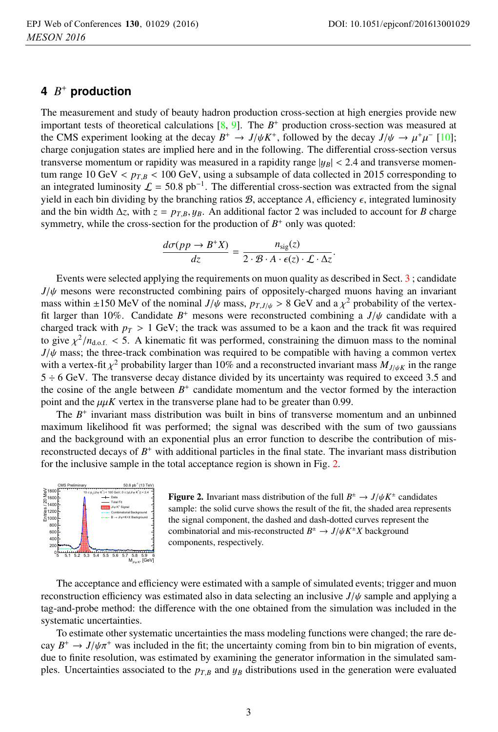## 4 $B^+$ production

The measurement and study of beauty hadron production cross-section at high energies provide new important tests of theoretical calculations [8, 9]. The $B^+$ production cross-section was measured at the CMS experiment looking at the decay $B^+ \to J/\psi K^+$, followed by the decay $J/\psi \to \mu^+\mu^-$ [10]; charge conjugation states are implied here and in the following. The differential cross-section versus transverse momentum or rapidity was measured in a rapidity range $|y_B| < 2.4$ and transverse momentum range 10 GeV $< p_{T,B} <$ 100 GeV, using a subsample of data collected in 2015 corresponding to an integrated luminosity $\mathcal{L} = 50.8$ pb$^{-1}$. The differential cross-section was extracted from the signal yield in each bin dividing by the branching ratios $\mathcal{B}$, acceptance $A$, efficiency $\epsilon$, integrated luminosity and the bin width $\Delta z$, with $z = p_{T,B}, y_B$. An additional factor 2 was included to account for $B$ charge symmetry, while the cross-section for the production of $B^+$ only was quoted:

$$\frac{d\sigma(pp \to B^+X)}{dz} = \frac{n_{\mathrm{sig}}(z)}{2 \cdot \mathcal{B} \cdot A \cdot \epsilon(z) \cdot \mathcal{L} \cdot \Delta z}.$$

Events were selected applying the requirements on muon quality as described in Sect. 3 ; candidate $J/\psi$ mesons were reconstructed combining pairs of oppositely-charged muons having an invariant mass within $\pm 150$ MeV of the nominal $J/\psi$ mass, $p_{T,J/\psi} > 8$ GeV and a $\chi^2$ probability of the vertex-fit larger than 10%. Candidate $B^+$ mesons were reconstructed combining a $J/\psi$ candidate with a charged track with $p_T > 1$ GeV; the track was assumed to be a kaon and the track fit was required to give $\chi^2/n_{\mathrm{d.o.f.}} < 5$. A kinematic fit was performed, constraining the dimuon mass to the nominal $J/\psi$ mass; the three-track combination was required to be compatible with having a common vertex with a vertex-fit $\chi^2$ probability larger than 10% and a reconstructed invariant mass $M_{J/\psi K}$ in the range $5 \div 6$ GeV. The transverse decay distance divided by its uncertainty was required to exceed 3.5 and the cosine of the angle between $B^+$ candidate momentum and the vector formed by the interaction point and the $\mu\mu K$ vertex in the transverse plane had to be greater than 0.99.

The $B^+$ invariant mass distribution was built in bins of transverse momentum and an unbinned maximum likelihood fit was performed; the signal was described with the sum of two gaussians and the background with an exponential plus an error function to describe the contribution of mis-reconstructed decays of $B^+$ with additional particles in the final state. The invariant mass distribution for the inclusive sample in the total acceptance region is shown in Fig. 2.

**Figure 2.** Invariant mass distribution of the full $B^\pm \to J/\psi K^\pm$ candidates sample: the solid curve shows the result of the fit, the shaded area represents the signal component, the dashed and dash-dotted curves represent the combinatorial and mis-reconstructed $B^\pm \to J/\psi K^\pm X$ background components, respectively.

The acceptance and efficiency were estimated with a sample of simulated events; trigger and muon reconstruction efficiency was estimated also in data selecting an inclusive $J/\psi$ sample and applying a tag-and-probe method: the difference with the one obtained from the simulation was included in the systematic uncertainties.

To estimate other systematic uncertainties the mass modeling functions were changed; the rare decay $B^+ \to J/\psi\pi^+$ was included in the fit; the uncertainty coming from bin to bin migration of events, due to finite resolution, was estimated by examining the generator information in the simulated samples. Uncertainties associated to the $p_{T,B}$ and $y_B$ distributions used in the generation were evaluated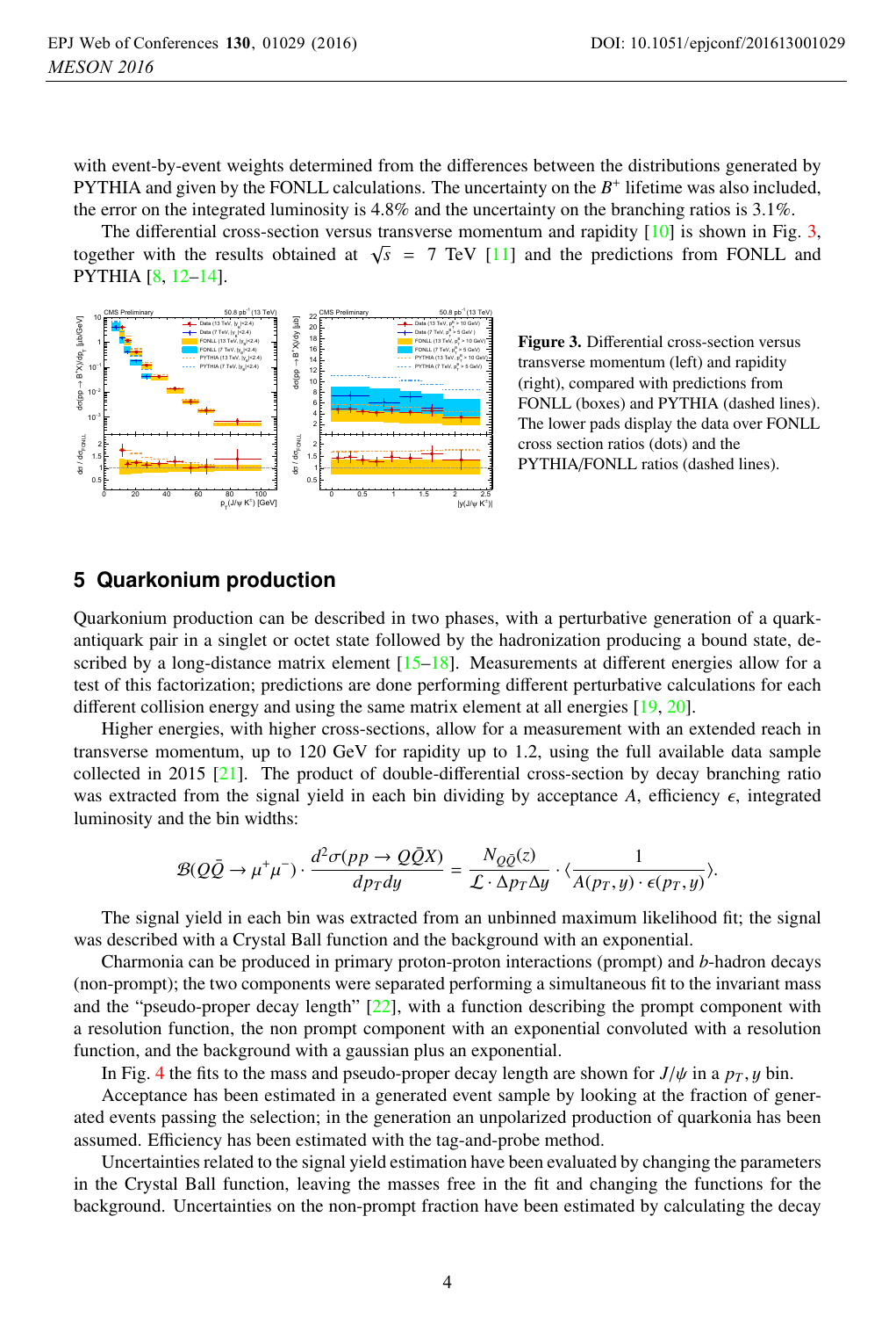with event-by-event weights determined from the differences between the distributions generated by PYTHIA and given by the FONLL calculations. The uncertainty on the $B^+$ lifetime was also included, the error on the integrated luminosity is 4.8% and the uncertainty on the branching ratios is 3.1%.

The differential cross-section versus transverse momentum and rapidity [10] is shown in Fig. 3, together with the results obtained at $\sqrt{s}$ = 7 TeV [11] and the predictions from FONLL and PYTHIA [8, 12–14].

CMS Preliminary
50.8 pb$^{-1}$ (13 TeV)
$d\sigma(pp \to B^+X)/dp_T$ [μb/GeV]
Data (13 TeV, $|y_B|$<2.4)
Data (7 TeV, $|y_B|$<2.4)
FONLL (13 TeV, $|y_B|$<2.4)
FONLL (7 TeV, $|y_B|$<2.4)
PYTHIA (13 TeV, $|y_B|$<2.4)
PYTHIA (7 TeV, $|y_B|$<2.4)
$d\sigma / d\sigma_{FONLL}$
$p_T(J/\psi\ K^+)$ [GeV]

CMS Preliminary
50.8 pb$^{-1}$ (13 TeV)
$d\sigma(pp \to B^+X)/dy$ [μb]
Data (13 TeV, $p_T^B$ > 10 GeV)
Data (7 TeV, $p_T^B$ > 5 GeV)
FONLL (13 TeV, $p_T^B$ > 10 GeV)
FONLL (7 TeV, $p_T^B$ > 5 GeV)
PYTHIA (13 TeV, $p_T^B$ > 10 GeV)
PYTHIA (7 TeV, $p_T^B$ > 5 GeV)
$d\sigma / d\sigma_{FONLL}$
$|y(J/\psi\ K^+)|$

**Figure 3.** Differential cross-section versus transverse momentum (left) and rapidity (right), compared with predictions from FONLL (boxes) and PYTHIA (dashed lines). The lower pads display the data over FONLL cross section ratios (dots) and the PYTHIA/FONLL ratios (dashed lines).

## 5 Quarkonium production

Quarkonium production can be described in two phases, with a perturbative generation of a quark-antiquark pair in a singlet or octet state followed by the hadronization producing a bound state, described by a long-distance matrix element [15–18]. Measurements at different energies allow for a test of this factorization; predictions are done performing different perturbative calculations for each different collision energy and using the same matrix element at all energies [19, 20].

Higher energies, with higher cross-sections, allow for a measurement with an extended reach in transverse momentum, up to 120 GeV for rapidity up to 1.2, using the full available data sample collected in 2015 [21]. The product of double-differential cross-section by decay branching ratio was extracted from the signal yield in each bin dividing by acceptance $A$, efficiency $\epsilon$, integrated luminosity and the bin widths:

$$\mathcal{B}(Q\bar{Q} \to \mu^+\mu^-) \cdot \frac{d^2\sigma(pp \to Q\bar{Q}X)}{dp_T dy} = \frac{N_{Q\bar{Q}}(z)}{\mathcal{L} \cdot \Delta p_T \Delta y} \cdot \langle \frac{1}{A(p_T, y) \cdot \epsilon(p_T, y)} \rangle.$$

The signal yield in each bin was extracted from an unbinned maximum likelihood fit; the signal was described with a Crystal Ball function and the background with an exponential.

Charmonia can be produced in primary proton-proton interactions (prompt) and $b$-hadron decays (non-prompt); the two components were separated performing a simultaneous fit to the invariant mass and the "pseudo-proper decay length" [22], with a function describing the prompt component with a resolution function, the non prompt component with an exponential convoluted with a resolution function, and the background with a gaussian plus an exponential.

In Fig. 4 the fits to the mass and pseudo-proper decay length are shown for $J/\psi$ in a $p_T, y$ bin.

Acceptance has been estimated in a generated event sample by looking at the fraction of generated events passing the selection; in the generation an unpolarized production of quarkonia has been assumed. Efficiency has been estimated with the tag-and-probe method.

Uncertainties related to the signal yield estimation have been evaluated by changing the parameters in the Crystal Ball function, leaving the masses free in the fit and changing the functions for the background. Uncertainties on the non-prompt fraction have been estimated by calculating the decay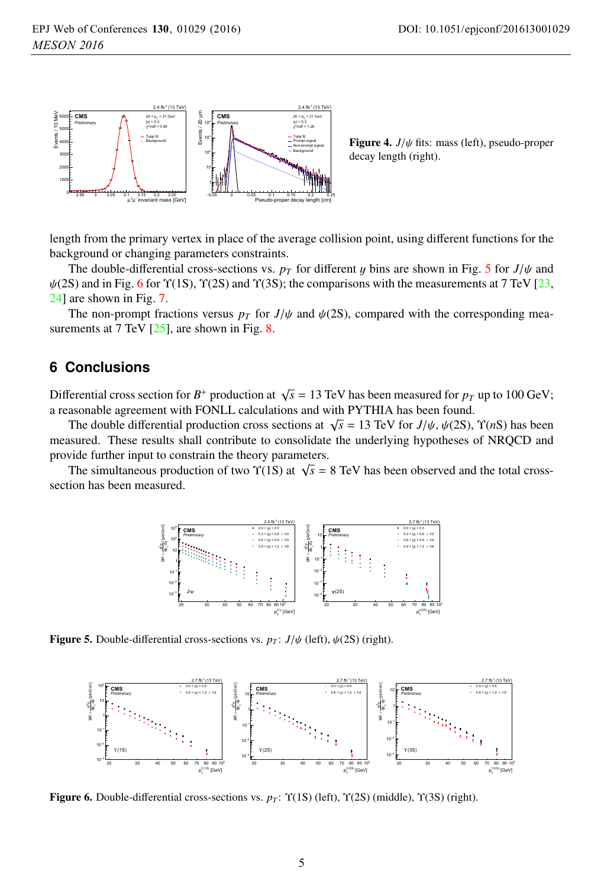2.4 fb$^{-1}$ (13 TeV)

CMS
Preliminary

$20 < p_T < 21$ GeV
$|y| < 0.3$
$\chi^2$/ndf = 0.98

— Total fit
... Background

Events / 10 MeV

$\mu^+\mu^-$ invariant mass [GeV]

2.4 fb$^{-1}$ (13 TeV)

CMS
Preliminary

$20 < p_T < 21$ GeV
$|y| < 0.3$
$\chi^2$/ndf = 1.26

— Total fit
— Prompt signal
— Non-prompt signal
... Background

Events / 20 μm

Pseudo-proper decay length [cm]

**Figure 4.** $J/\psi$ fits: mass (left), pseudo-proper decay length (right).

length from the primary vertex in place of the average collision point, using different functions for the background or changing parameters constraints.

The double-differential cross-sections vs. $p_T$ for different $y$ bins are shown in Fig. 5 for $J/\psi$ and $\psi$(2S) and in Fig. 6 for $\Upsilon$(1S), $\Upsilon$(2S) and $\Upsilon$(3S); the comparisons with the measurements at 7 TeV [23, 24] are shown in Fig. 7.

The non-prompt fractions versus $p_T$ for $J/\psi$ and $\psi$(2S), compared with the corresponding measurements at 7 TeV [25], are shown in Fig. 8.

## 6 Conclusions

Differential cross section for $B^+$ production at $\sqrt{s}$ = 13 TeV has been measured for $p_T$ up to 100 GeV; a reasonable agreement with FONLL calculations and with PYTHIA has been found.

The double differential production cross sections at $\sqrt{s}$ = 13 TeV for $J/\psi$, $\psi$(2S), $\Upsilon$($n$S) has been measured. These results shall contribute to consolidate the underlying hypotheses of NRQCD and provide further input to constrain the theory parameters.

The simultaneous production of two $\Upsilon$(1S) at $\sqrt{s}$ = 8 TeV has been observed and the total cross-section has been measured.

2.4 fb$^{-1}$ (13 TeV)

CMS
Preliminary

$0.0 < |y| < 0.3$
$0.3 < |y| < 0.6 \times 1/2$
$0.6 < |y| < 0.9 \times 1/4$
$0.9 < |y| < 1.2 \times 1/8$

$J/\psi$

$p_T^{J/\psi}$ [GeV]

2.7 fb$^{-1}$ (13 TeV)

CMS
Preliminary

$0.0 < |y| < 0.3$
$0.3 < |y| < 0.6 \times 1/2$
$0.6 < |y| < 0.9 \times 1/4$
$0.9 < |y| < 1.2 \times 1/8$

$\psi$(2S)

$p_T^{\psi(2S)}$ [GeV]

**Figure 5.** Double-differential cross-sections vs. $p_T$: $J/\psi$ (left), $\psi$(2S) (right).

2.7 fb$^{-1}$ (13 TeV)

CMS
Preliminary

$0.0 < |y| < 0.6$
$0.6 < |y| < 1.2 \times 1/2$

$\Upsilon$(1S)

$p_T^{\Upsilon(1S)}$ [GeV]

2.7 fb$^{-1}$ (13 TeV)

CMS
Preliminary

$0.0 < |y| < 0.6$
$0.6 < |y| < 1.2 \times 1/2$

$\Upsilon$(2S)

$p_T^{\Upsilon(2S)}$ [GeV]

2.7 fb$^{-1}$ (13 TeV)

CMS
Preliminary

$0.0 < |y| < 0.6$
$0.6 < |y| < 1.2 \times 1/2$

$\Upsilon$(3S)

$p_T^{\Upsilon(3S)}$ [GeV]

**Figure 6.** Double-differential cross-sections vs. $p_T$: $\Upsilon$(1S) (left), $\Upsilon$(2S) (middle), $\Upsilon$(3S) (right).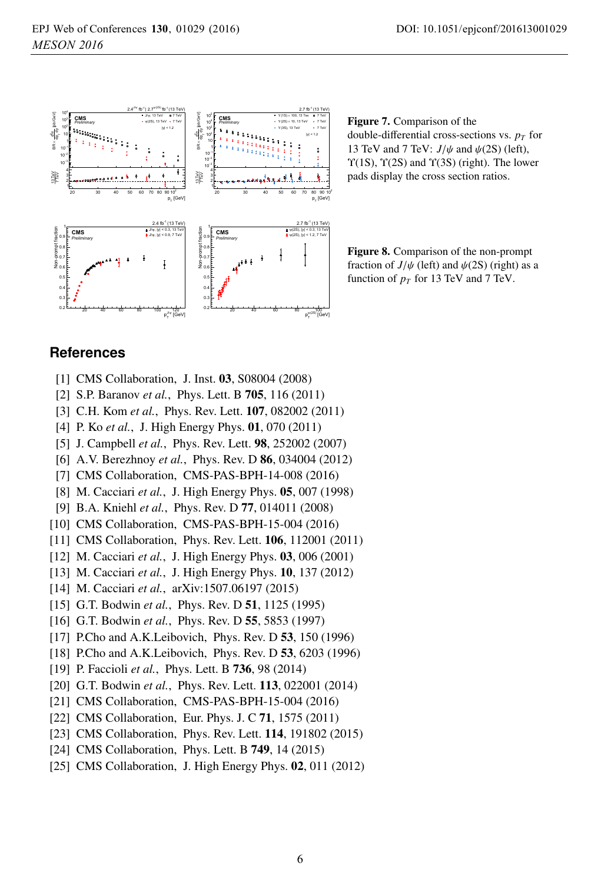CMS
Preliminary
2.4$^{J/\psi}$ fb$^{-1}$ | 2.7$^{\psi(2S)}$ fb$^{-1}$ (13 TeV)
J/ψ, 13 TeV
ψ(2S), 13 TeV
7 TeV
7 TeV
|y| < 1.2
BR × $\frac{d\sigma}{dp_T dy}$ [pb/GeV]
$\frac{13\ TeV}{7\ TeV}$
p$_T$ [GeV]

CMS
Preliminary
2.7 fb$^{-1}$ (13 TeV)
Υ(1S) × 100, 13 TeV
Υ(2S) × 10, 13 TeV
Υ(3S), 13 TeV
7 TeV
7 TeV
7 TeV
|y| < 1.2
BR × $\frac{d\sigma}{dp_T dy}$ [pb/GeV]
$\frac{13\ TeV}{7\ TeV}$
p$_T$ [GeV]

**Figure 7.** Comparison of the double-differential cross-sections vs. $p_T$ for 13 TeV and 7 TeV: $J/\psi$ and $\psi$(2S) (left), $\Upsilon$(1S), $\Upsilon$(2S) and $\Upsilon$(3S) (right). The lower pads display the cross section ratios.

CMS
Preliminary
2.4 fb$^{-1}$ (13 TeV)
J/ψ, |y| < 0.3, 13 TeV
J/ψ, |y| < 0.9, 7 TeV
Non-prompt fraction
p$_T^{J/\psi}$ [GeV]

CMS
Preliminary
2.7 fb$^{-1}$ (13 TeV)
ψ(2S), |y| < 0.3, 13 TeV
ψ(2S), |y| < 1.2, 7 TeV
Non-prompt fraction
p$_T^{\psi(2S)}$ [GeV]

**Figure 8.** Comparison of the non-prompt fraction of $J/\psi$ (left) and $\psi$(2S) (right) as a function of $p_T$ for 13 TeV and 7 TeV.

## References

[1] CMS Collaboration, J. Inst. **03**, S08004 (2008)

[2] S.P. Baranov *et al.*, Phys. Lett. B **705**, 116 (2011)

[3] C.H. Kom *et al.*, Phys. Rev. Lett. **107**, 082002 (2011)

[4] P. Ko *et al.*, J. High Energy Phys. **01**, 070 (2011)

[5] J. Campbell *et al.*, Phys. Rev. Lett. **98**, 252002 (2007)

[6] A.V. Berezhnoy *et al.*, Phys. Rev. D **86**, 034004 (2012)

[7] CMS Collaboration, CMS-PAS-BPH-14-008 (2016)

[8] M. Cacciari *et al.*, J. High Energy Phys. **05**, 007 (1998)

[9] B.A. Kniehl *et al.*, Phys. Rev. D **77**, 014011 (2008)

[10] CMS Collaboration, CMS-PAS-BPH-15-004 (2016)

[11] CMS Collaboration, Phys. Rev. Lett. **106**, 112001 (2011)

[12] M. Cacciari *et al.*, J. High Energy Phys. **03**, 006 (2001)

[13] M. Cacciari *et al.*, J. High Energy Phys. **10**, 137 (2012)

[14] M. Cacciari *et al.*, arXiv:1507.06197 (2015)

[15] G.T. Bodwin *et al.*, Phys. Rev. D **51**, 1125 (1995)

[16] G.T. Bodwin *et al.*, Phys. Rev. D **55**, 5853 (1997)

[17] P.Cho and A.K.Leibovich, Phys. Rev. D **53**, 150 (1996)

[18] P.Cho and A.K.Leibovich, Phys. Rev. D **53**, 6203 (1996)

[19] P. Faccioli *et al.*, Phys. Lett. B **736**, 98 (2014)

[20] G.T. Bodwin *et al.*, Phys. Rev. Lett. **113**, 022001 (2014)

[21] CMS Collaboration, CMS-PAS-BPH-15-004 (2016)

[22] CMS Collaboration, Eur. Phys. J. C **71**, 1575 (2011)

[23] CMS Collaboration, Phys. Rev. Lett. **114**, 191802 (2015)

[24] CMS Collaboration, Phys. Lett. B **749**, 14 (2015)

[25] CMS Collaboration, J. High Energy Phys. **02**, 011 (2012)